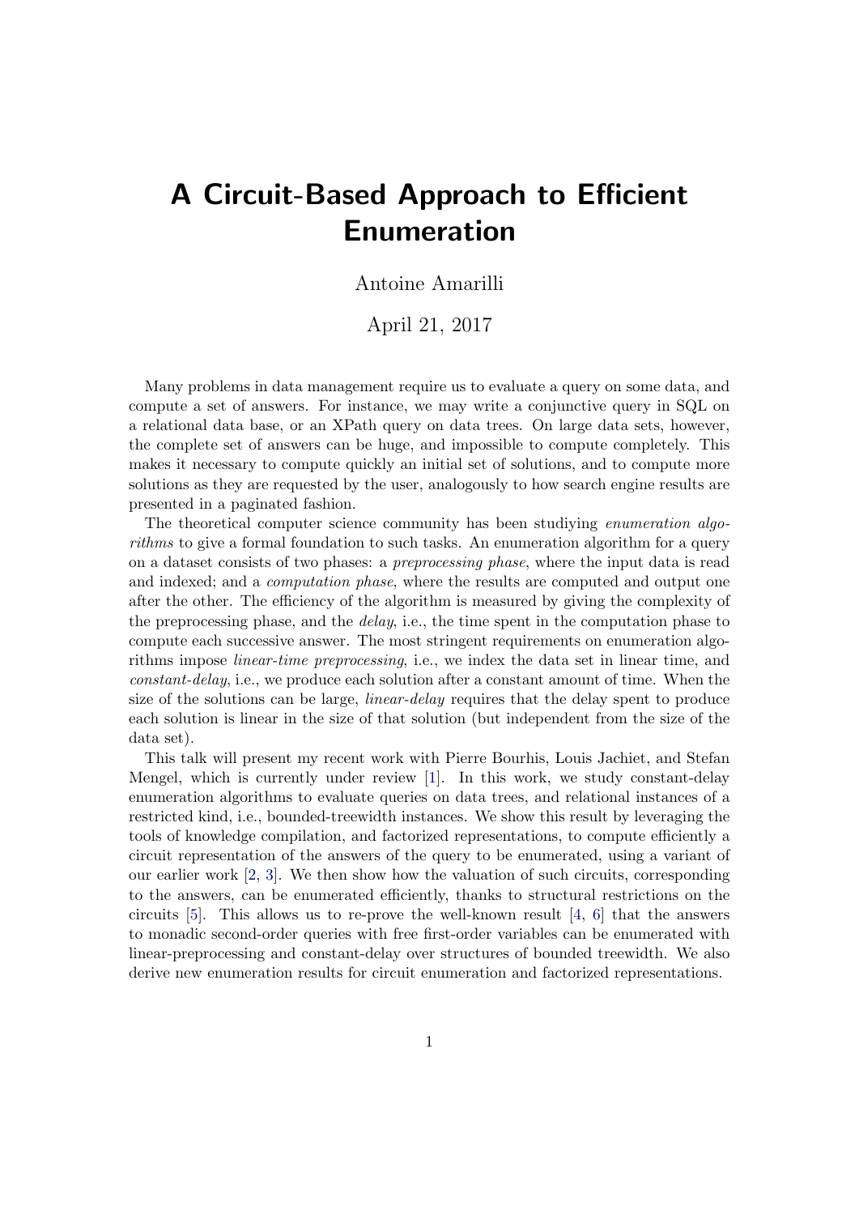# A Circuit-Based Approach to Efficient Enumeration

Antoine Amarilli

April 21, 2017

Many problems in data management require us to evaluate a query on some data, and compute a set of answers. For instance, we may write a conjunctive query in SQL on a relational data base, or an XPath query on data trees. On large data sets, however, the complete set of answers can be huge, and impossible to compute completely. This makes it necessary to compute quickly an initial set of solutions, and to compute more solutions as they are requested by the user, analogously to how search engine results are presented in a paginated fashion.

The theoretical computer science community has been studiying *enumeration algorithms* to give a formal foundation to such tasks. An enumeration algorithm for a query on a dataset consists of two phases: a *preprocessing phase*, where the input data is read and indexed; and a *computation phase*, where the results are computed and output one after the other. The efficiency of the algorithm is measured by giving the complexity of the preprocessing phase, and the *delay*, i.e., the time spent in the computation phase to compute each successive answer. The most stringent requirements on enumeration algorithms impose *linear-time preprocessing*, i.e., we index the data set in linear time, and *constant-delay*, i.e., we produce each solution after a constant amount of time. When the size of the solutions can be large, *linear-delay* requires that the delay spent to produce each solution is linear in the size of that solution (but independent from the size of the data set).

This talk will present my recent work with Pierre Bourhis, Louis Jachiet, and Stefan Mengel, which is currently under review [1]. In this work, we study constant-delay enumeration algorithms to evaluate queries on data trees, and relational instances of a restricted kind, i.e., bounded-treewidth instances. We show this result by leveraging the tools of knowledge compilation, and factorized representations, to compute efficiently a circuit representation of the answers of the query to be enumerated, using a variant of our earlier work [2, 3]. We then show how the valuation of such circuits, corresponding to the answers, can be enumerated efficiently, thanks to structural restrictions on the circuits [5]. This allows us to re-prove the well-known result [4, 6] that the answers to monadic second-order queries with free first-order variables can be enumerated with linear-preprocessing and constant-delay over structures of bounded treewidth. We also derive new enumeration results for circuit enumeration and factorized representations.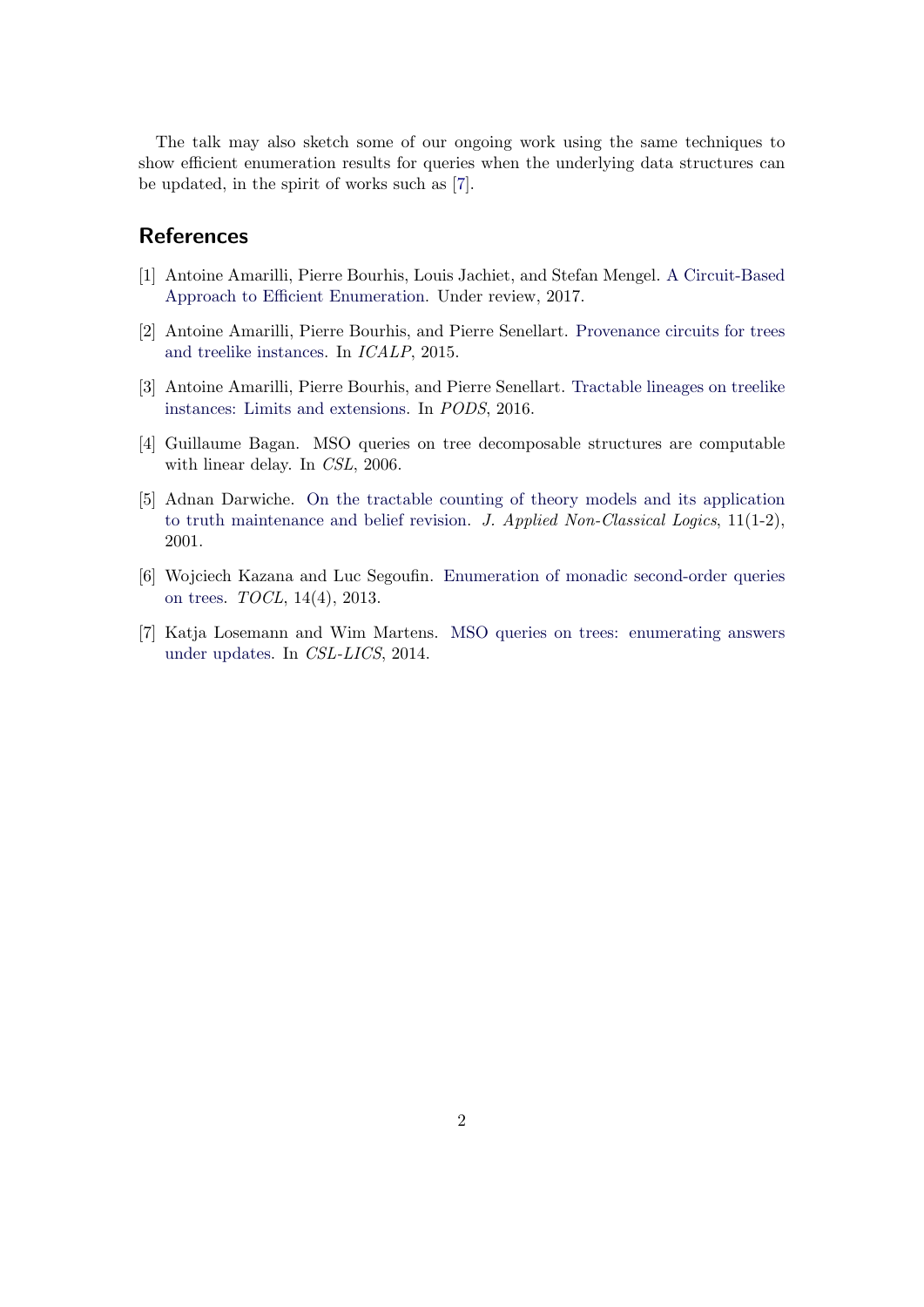The talk may also sketch some of our ongoing work using the same techniques to show efficient enumeration results for queries when the underlying data structures can be updated, in the spirit of works such as [7].

## References

[1] Antoine Amarilli, Pierre Bourhis, Louis Jachiet, and Stefan Mengel. A Circuit-Based Approach to Efficient Enumeration. Under review, 2017.

[2] Antoine Amarilli, Pierre Bourhis, and Pierre Senellart. Provenance circuits for trees and treelike instances. In *ICALP*, 2015.

[3] Antoine Amarilli, Pierre Bourhis, and Pierre Senellart. Tractable lineages on treelike instances: Limits and extensions. In *PODS*, 2016.

[4] Guillaume Bagan. MSO queries on tree decomposable structures are computable with linear delay. In *CSL*, 2006.

[5] Adnan Darwiche. On the tractable counting of theory models and its application to truth maintenance and belief revision. *J. Applied Non-Classical Logics*, 11(1-2), 2001.

[6] Wojciech Kazana and Luc Segoufin. Enumeration of monadic second-order queries on trees. *TOCL*, 14(4), 2013.

[7] Katja Losemann and Wim Martens. MSO queries on trees: enumerating answers under updates. In *CSL-LICS*, 2014.